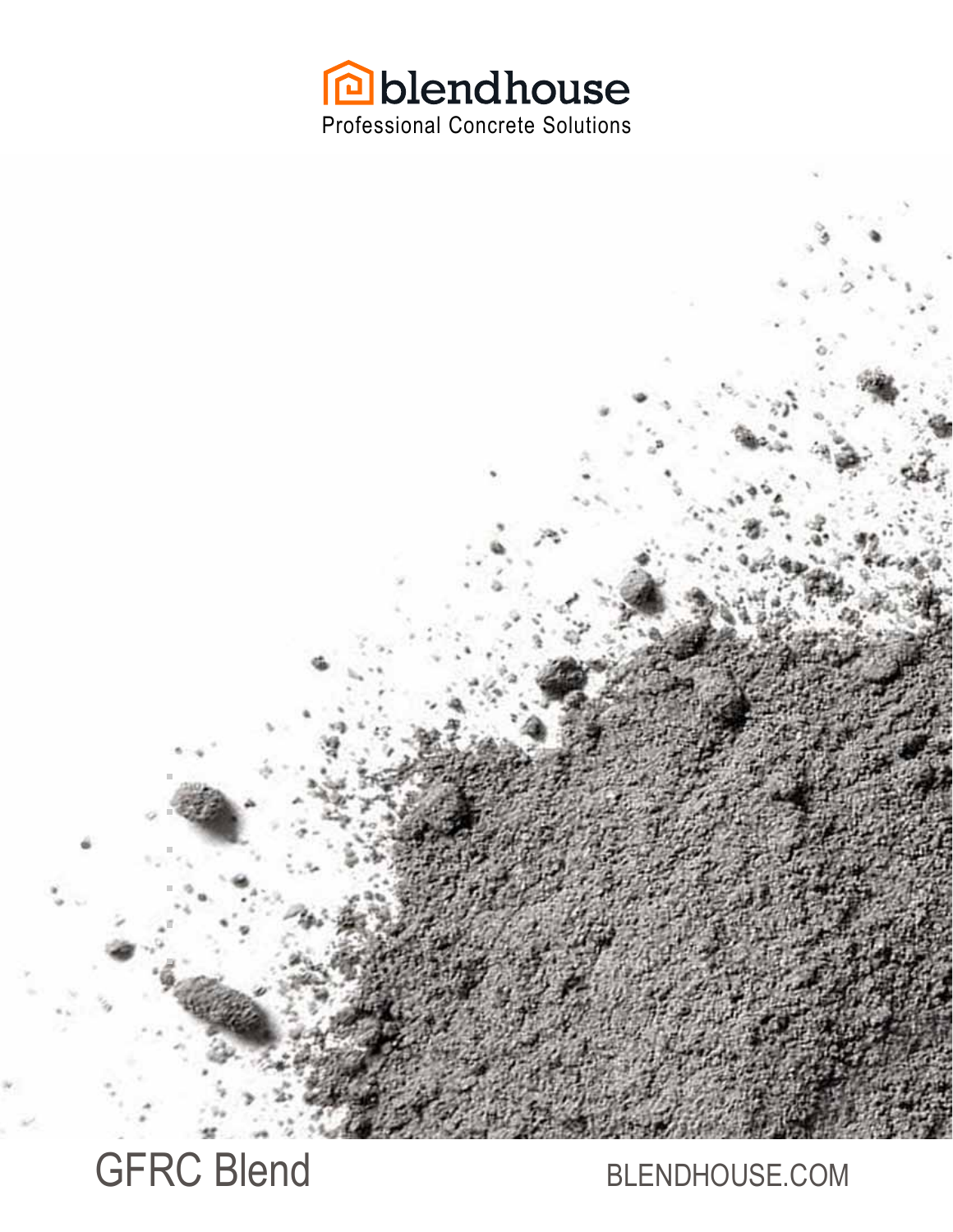blendhouse

Professional Concrete Solutions

# GFRC Blend

BLENDHOUSE.COM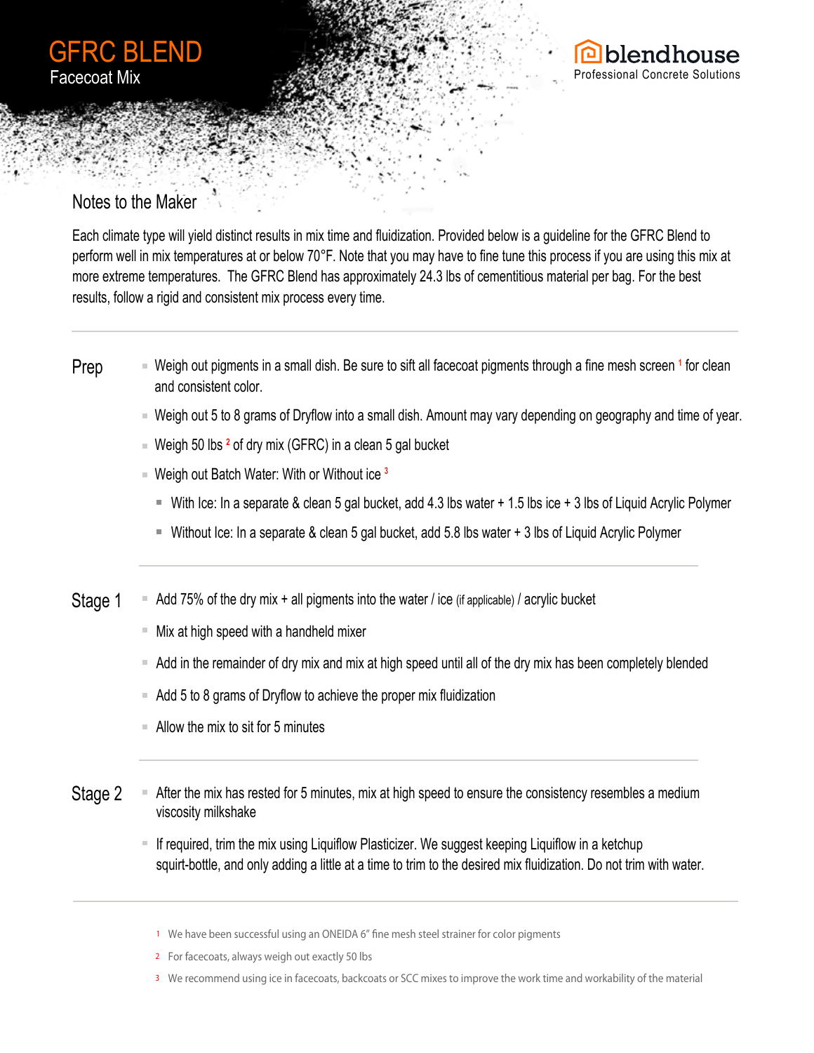# GFRC BLEND

Facecoat Mix

blendhouse
Professional Concrete Solutions

## Notes to the Maker

Each climate type will yield distinct results in mix time and fluidization. Provided below is a guideline for the GFRC Blend to perform well in mix temperatures at or below 70°F. Note that you may have to fine tune this process if you are using this mix at more extreme temperatures. The GFRC Blend has approximately 24.3 lbs of cementitious material per bag. For the best results, follow a rigid and consistent mix process every time.

## Prep

- Weigh out pigments in a small dish. Be sure to sift all facecoat pigments through a fine mesh screen [1] for clean and consistent color.
- Weigh out 5 to 8 grams of Dryflow into a small dish. Amount may vary depending on geography and time of year.
- Weigh 50 lbs [2] of dry mix (GFRC) in a clean 5 gal bucket
- Weigh out Batch Water: With or Without ice [3]
  - With Ice: In a separate & clean 5 gal bucket, add 4.3 lbs water + 1.5 lbs ice + 3 lbs of Liquid Acrylic Polymer
  - Without Ice: In a separate & clean 5 gal bucket, add 5.8 lbs water + 3 lbs of Liquid Acrylic Polymer

## Stage 1

- Add 75% of the dry mix + all pigments into the water / ice (if applicable) / acrylic bucket
- Mix at high speed with a handheld mixer
- Add in the remainder of dry mix and mix at high speed until all of the dry mix has been completely blended
- Add 5 to 8 grams of Dryflow to achieve the proper mix fluidization
- Allow the mix to sit for 5 minutes

## Stage 2

- After the mix has rested for 5 minutes, mix at high speed to ensure the consistency resembles a medium viscosity milkshake
- If required, trim the mix using Liquiflow Plasticizer. We suggest keeping Liquiflow in a ketchup squirt-bottle, and only adding a little at a time to trim to the desired mix fluidization. Do not trim with water.

---

1. We have been successful using an ONEIDA 6" fine mesh steel strainer for color pigments
2. For facecoats, always weigh out exactly 50 lbs
3. We recommend using ice in facecoats, backcoats or SCC mixes to improve the work time and workability of the material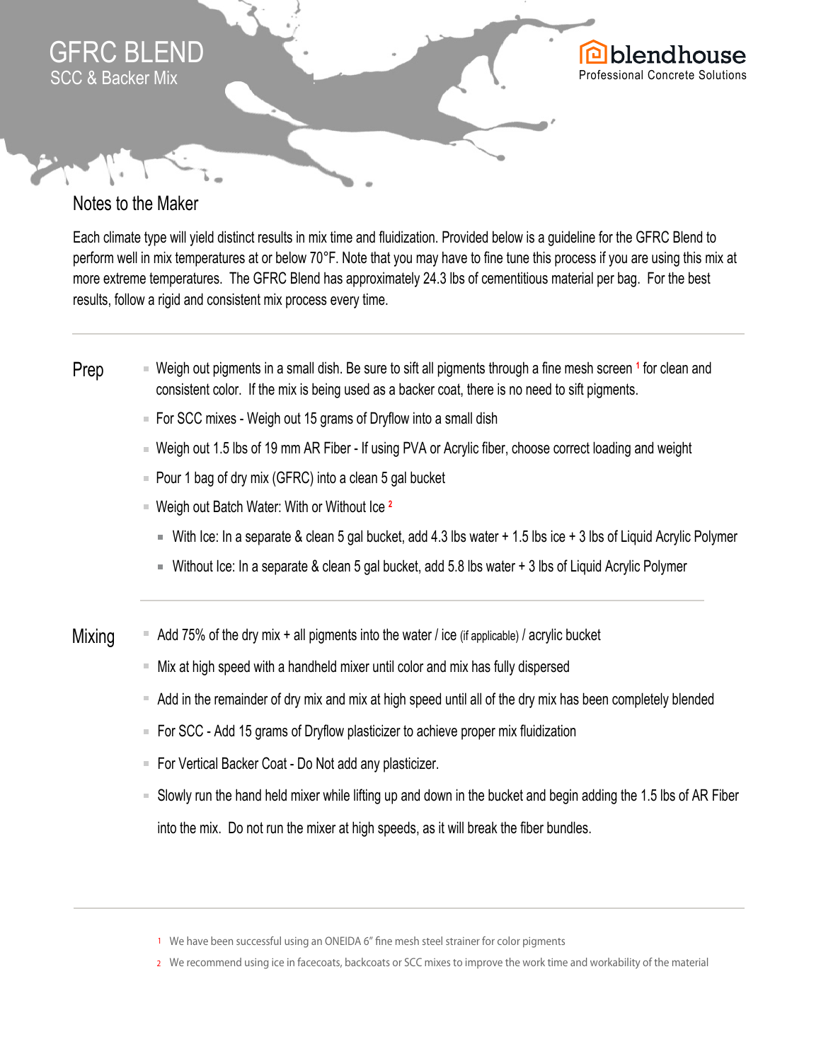# GFRC BLEND

## SCC & Backer Mix

blendhouse
Professional Concrete Solutions

## Notes to the Maker

Each climate type will yield distinct results in mix time and fluidization. Provided below is a guideline for the GFRC Blend to perform well in mix temperatures at or below 70°F. Note that you may have to fine tune this process if you are using this mix at more extreme temperatures. The GFRC Blend has approximately 24.3 lbs of cementitious material per bag. For the best results, follow a rigid and consistent mix process every time.

---

### Prep

- Weigh out pigments in a small dish. Be sure to sift all pigments through a fine mesh screen [1] for clean and consistent color. If the mix is being used as a backer coat, there is no need to sift pigments.
- For SCC mixes - Weigh out 15 grams of Dryflow into a small dish
- Weigh out 1.5 lbs of 19 mm AR Fiber - If using PVA or Acrylic fiber, choose correct loading and weight
- Pour 1 bag of dry mix (GFRC) into a clean 5 gal bucket
- Weigh out Batch Water: With or Without Ice [2]
  - With Ice: In a separate & clean 5 gal bucket, add 4.3 lbs water + 1.5 lbs ice + 3 lbs of Liquid Acrylic Polymer
  - Without Ice: In a separate & clean 5 gal bucket, add 5.8 lbs water + 3 lbs of Liquid Acrylic Polymer

---

### Mixing

- Add 75% of the dry mix + all pigments into the water / ice (if applicable) / acrylic bucket
- Mix at high speed with a handheld mixer until color and mix has fully dispersed
- Add in the remainder of dry mix and mix at high speed until all of the dry mix has been completely blended
- For SCC - Add 15 grams of Dryflow plasticizer to achieve proper mix fluidization
- For Vertical Backer Coat - Do Not add any plasticizer.
- Slowly run the hand held mixer while lifting up and down in the bucket and begin adding the 1.5 lbs of AR Fiber into the mix. Do not run the mixer at high speeds, as it will break the fiber bundles.

---

1 We have been successful using an ONEIDA 6" fine mesh steel strainer for color pigments

2 We recommend using ice in facecoats, backcoats or SCC mixes to improve the work time and workability of the material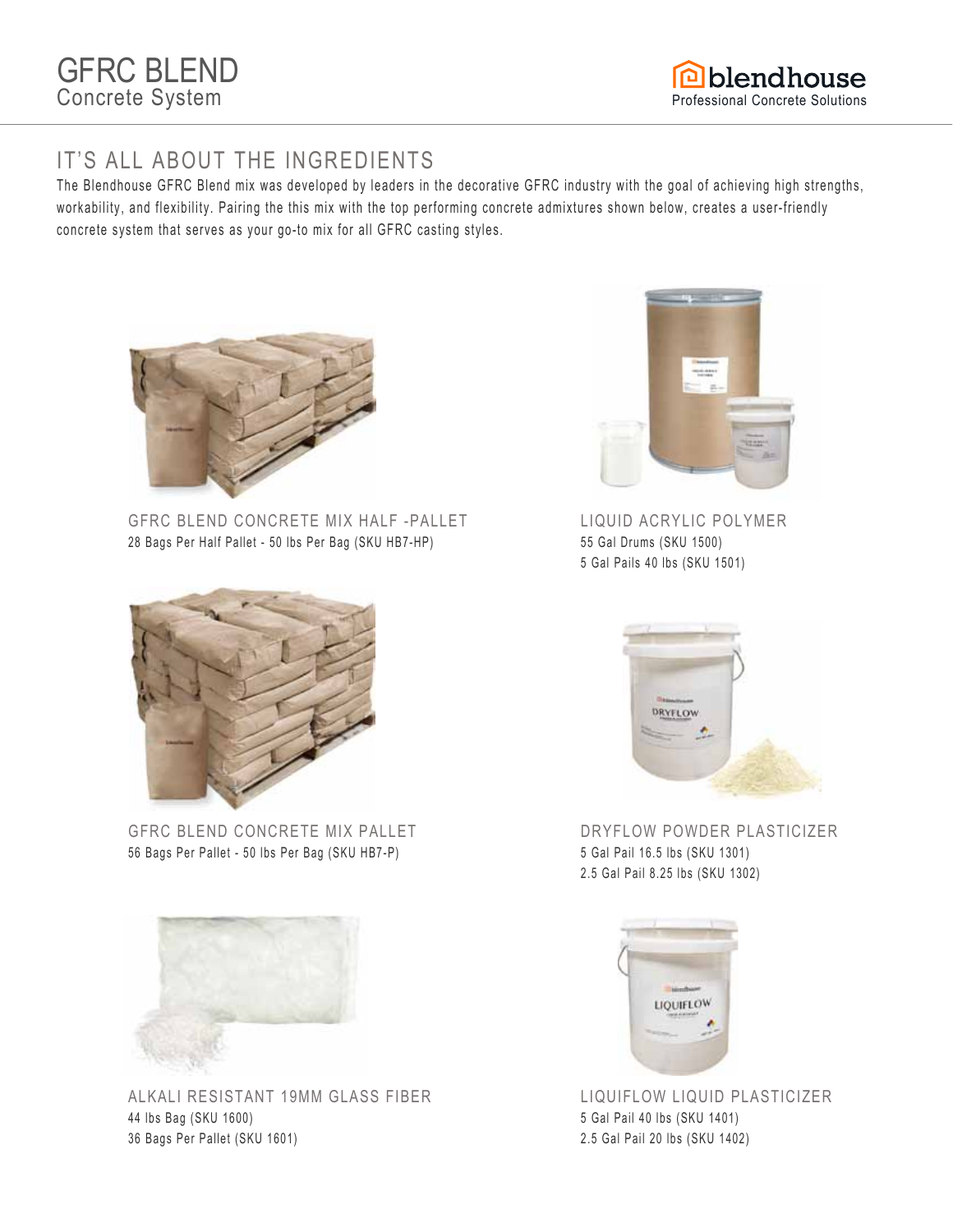# GFRC BLEND
Concrete System

blendhouse
Professional Concrete Solutions

## IT'S ALL ABOUT THE INGREDIENTS

The Blendhouse GFRC Blend mix was developed by leaders in the decorative GFRC industry with the goal of achieving high strengths, workability, and flexibility. Pairing the this mix with the top performing concrete admixtures shown below, creates a user-friendly concrete system that serves as your go-to mix for all GFRC casting styles.

### GFRC BLEND CONCRETE MIX HALF -PALLET
28 Bags Per Half Pallet - 50 lbs Per Bag (SKU HB7-HP)

### GFRC BLEND CONCRETE MIX PALLET
56 Bags Per Pallet - 50 lbs Per Bag (SKU HB7-P)

### ALKALI RESISTANT 19MM GLASS FIBER
44 lbs Bag (SKU 1600)
36 Bags Per Pallet (SKU 1601)

### LIQUID ACRYLIC POLYMER
55 Gal Drums (SKU 1500)
5 Gal Pails 40 lbs (SKU 1501)

### DRYFLOW POWDER PLASTICIZER
5 Gal Pail 16.5 lbs (SKU 1301)
2.5 Gal Pail 8.25 lbs (SKU 1302)

### LIQUIFLOW LIQUID PLASTICIZER
5 Gal Pail 40 lbs (SKU 1401)
2.5 Gal Pail 20 lbs (SKU 1402)